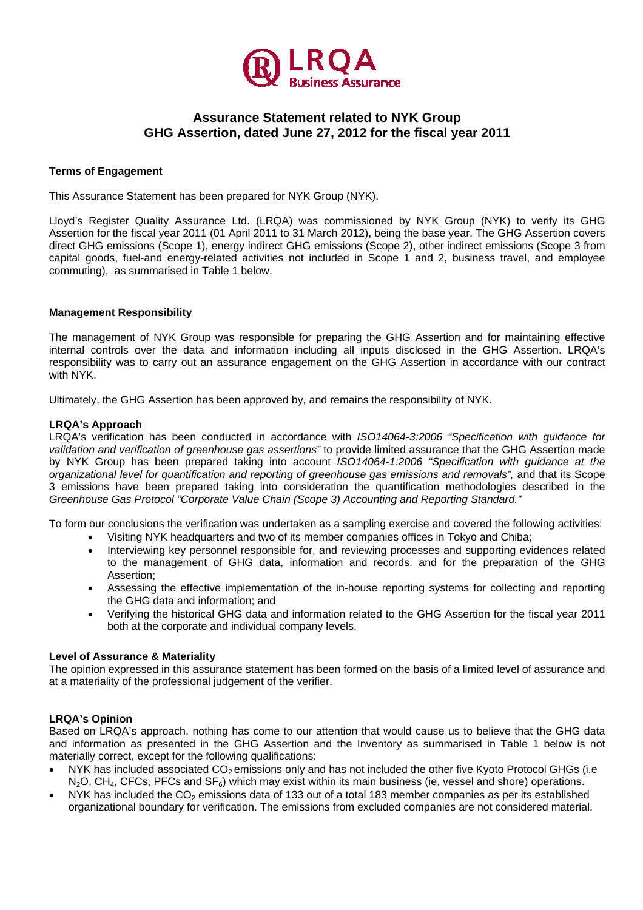# Assurance Statement related to NYK Group GHG Assertion, dated June 27, 2012 for the fiscal year 2011

### Terms of Engagement

This Assurance Statement has been prepared for NYK Group (NYK).

Lloyd's Register Quality Assurance Ltd. (LRQA) was commissioned by NYK Group (NYK) to verify its GHG Assertion for the fiscal year 2011 (01 April 2011 to 31 March 2012), being the base year. The GHG Assertion covers direct GHG emissions (Scope 1), energy indirect GHG emissions (Scope 2), other indirect emissions (Scope 3 from capital goods, fuel-and energy-related activities not included in Scope 1 and 2, business travel, and employee commuting), as summarised in Table 1 below.

### Management Responsibility

The management of NYK Group was responsible for preparing the GHG Assertion and for maintaining effective internal controls over the data and information including all inputs disclosed in the GHG Assertion. LRQA's responsibility was to carry out an assurance engagement on the GHG Assertion in accordance with our contract with NYK.

Ultimately, the GHG Assertion has been approved by, and remains the responsibility of NYK.

### LRQA's Approach

LRQA's verification has been conducted in accordance with *ISO14064-3:2006 "Specification with guidance for validation and verification of greenhouse gas assertions"* to provide limited assurance that the GHG Assertion made by NYK Group has been prepared taking into account *ISO14064-1:2006 "Specification with guidance at the organizational level for quantification and reporting of greenhouse gas emissions and removals",* and that its Scope 3 emissions have been prepared taking into consideration the quantification methodologies described in the *Greenhouse Gas Protocol "Corporate Value Chain (Scope 3) Accounting and Reporting Standard."*

To form our conclusions the verification was undertaken as a sampling exercise and covered the following activities:

- Visiting NYK headquarters and two of its member companies offices in Tokyo and Chiba;
- Interviewing key personnel responsible for, and reviewing processes and supporting evidences related to the management of GHG data, information and records, and for the preparation of the GHG Assertion;
- Assessing the effective implementation of the in-house reporting systems for collecting and reporting the GHG data and information; and
- Verifying the historical GHG data and information related to the GHG Assertion for the fiscal year 2011 both at the corporate and individual company levels.

### Level of Assurance & Materiality

The opinion expressed in this assurance statement has been formed on the basis of a limited level of assurance and at a materiality of the professional judgement of the verifier.

### LRQA's Opinion

Based on LRQA's approach, nothing has come to our attention that would cause us to believe that the GHG data and information as presented in the GHG Assertion and the Inventory as summarised in Table 1 below is not materially correct, except for the following qualifications:

- NYK has included associated $CO_2$ emissions only and has not included the other five Kyoto Protocol GHGs (i.e $N_2O$, $CH_4$, CFCs, PFCs and $SF_6$) which may exist within its main business (ie, vessel and shore) operations.
- NYK has included the $CO_2$ emissions data of 133 out of a total 183 member companies as per its established organizational boundary for verification. The emissions from excluded companies are not considered material.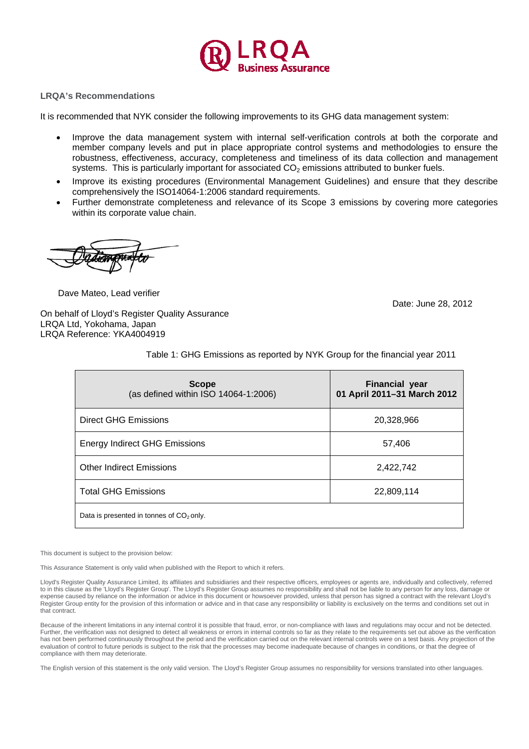LRQA Business Assurance

### LRQA's Recommendations

It is recommended that NYK consider the following improvements to its GHG data management system:

- Improve the data management system with internal self-verification controls at both the corporate and member company levels and put in place appropriate control systems and methodologies to ensure the robustness, effectiveness, accuracy, completeness and timeliness of its data collection and management systems. This is particularly important for associated $CO_2$ emissions attributed to bunker fuels.
- Improve its existing procedures (Environmental Management Guidelines) and ensure that they describe comprehensively the ISO14064-1:2006 standard requirements.
- Further demonstrate completeness and relevance of its Scope 3 emissions by covering more categories within its corporate value chain.

Dave Mateo, Lead verifier

Date: June 28, 2012

On behalf of Lloyd's Register Quality Assurance
LRQA Ltd, Yokohama, Japan
LRQA Reference: YKA4004919

Table 1: GHG Emissions as reported by NYK Group for the financial year 2011

| **Scope** (as defined within ISO 14064-1:2006) | **Financial year 01 April 2011–31 March 2012** |
|---|---|
| Direct GHG Emissions | 20,328,966 |
| Energy Indirect GHG Emissions | 57,406 |
| Other Indirect Emissions | 2,422,742 |
| Total GHG Emissions | 22,809,114 |
| Data is presented in tonnes of $CO_2$ only. | |

This document is subject to the provision below:

This Assurance Statement is only valid when published with the Report to which it refers.

Lloyd's Register Quality Assurance Limited, its affiliates and subsidiaries and their respective officers, employees or agents are, individually and collectively, referred to in this clause as the 'Lloyd's Register Group'. The Lloyd's Register Group assumes no responsibility and shall not be liable to any person for any loss, damage or expense caused by reliance on the information or advice in this document or howsoever provided, unless that person has signed a contract with the relevant Lloyd's Register Group entity for the provision of this information or advice and in that case any responsibility or liability is exclusively on the terms and conditions set out in that contract.

Because of the inherent limitations in any internal control it is possible that fraud, error, or non-compliance with laws and regulations may occur and not be detected. Further, the verification was not designed to detect all weakness or errors in internal controls so far as they relate to the requirements set out above as the verification has not been performed continuously throughout the period and the verification carried out on the relevant internal controls were on a test basis. Any projection of the evaluation of control to future periods is subject to the risk that the processes may become inadequate because of changes in conditions, or that the degree of compliance with them may deteriorate.

The English version of this statement is the only valid version. The Lloyd's Register Group assumes no responsibility for versions translated into other languages.